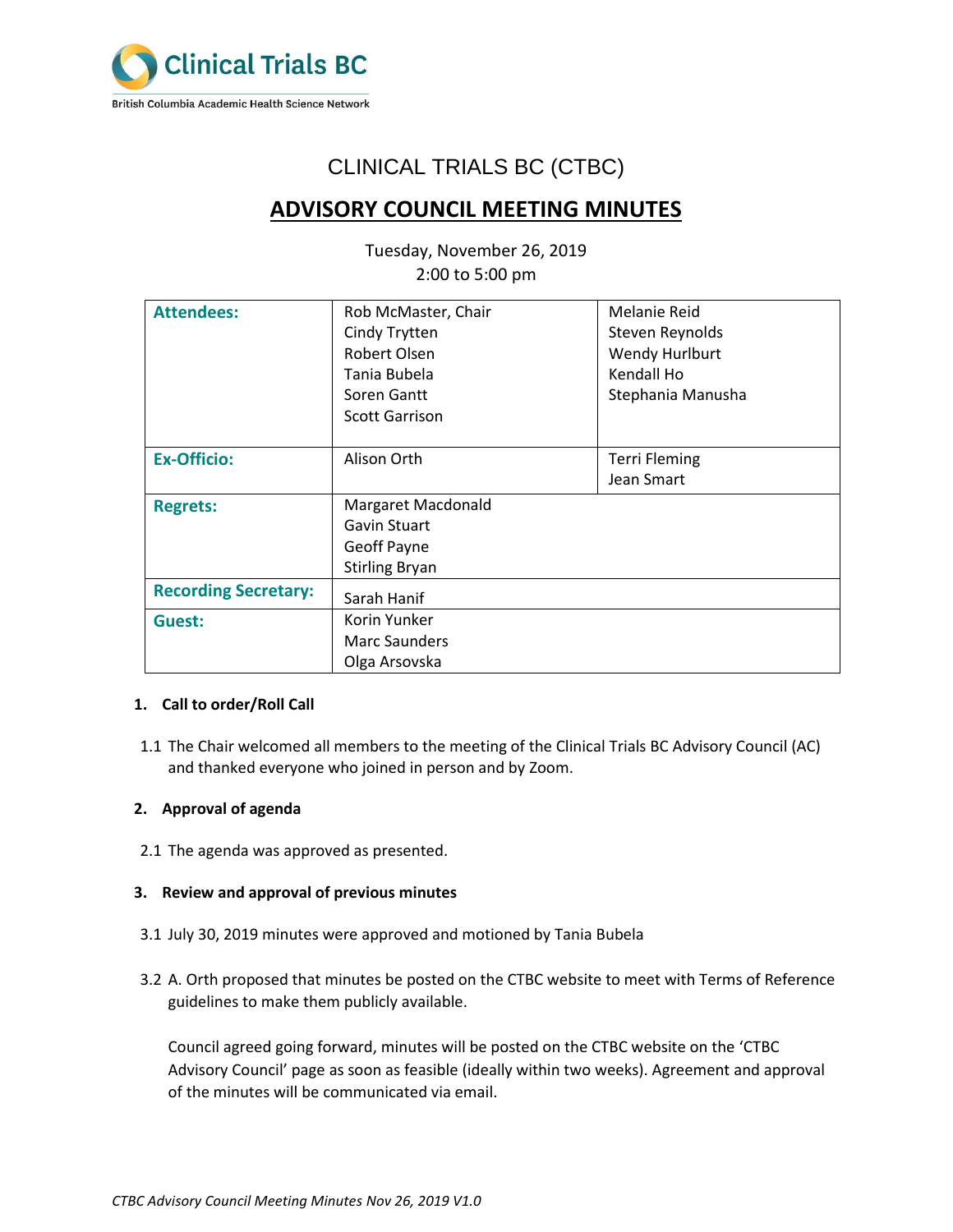Clinical Trials BC

British Columbia Academic Health Science Network

# CLINICAL TRIALS BC (CTBC)

## ADVISORY COUNCIL MEETING MINUTES

Tuesday, November 26, 2019
2:00 to 5:00 pm

| | | |
|---|---|---|
| **Attendees:** | Rob McMaster, Chair<br>Cindy Trytten<br>Robert Olsen<br>Tania Bubela<br>Soren Gantt<br>Scott Garrison | Melanie Reid<br>Steven Reynolds<br>Wendy Hurlburt<br>Kendall Ho<br>Stephania Manusha |
| **Ex-Officio:** | Alison Orth | Terri Fleming<br>Jean Smart |
| **Regrets:** | Margaret Macdonald<br>Gavin Stuart<br>Geoff Payne<br>Stirling Bryan | |
| **Recording Secretary:** | Sarah Hanif | |
| **Guest:** | Korin Yunker<br>Marc Saunders<br>Olga Arsovska | |

1. **Call to order/Roll Call**

1.1 The Chair welcomed all members to the meeting of the Clinical Trials BC Advisory Council (AC) and thanked everyone who joined in person and by Zoom.

2. **Approval of agenda**

2.1 The agenda was approved as presented.

3. **Review and approval of previous minutes**

3.1 July 30, 2019 minutes were approved and motioned by Tania Bubela

3.2 A. Orth proposed that minutes be posted on the CTBC website to meet with Terms of Reference guidelines to make them publicly available.

Council agreed going forward, minutes will be posted on the CTBC website on the 'CTBC Advisory Council' page as soon as feasible (ideally within two weeks). Agreement and approval of the minutes will be communicated via email.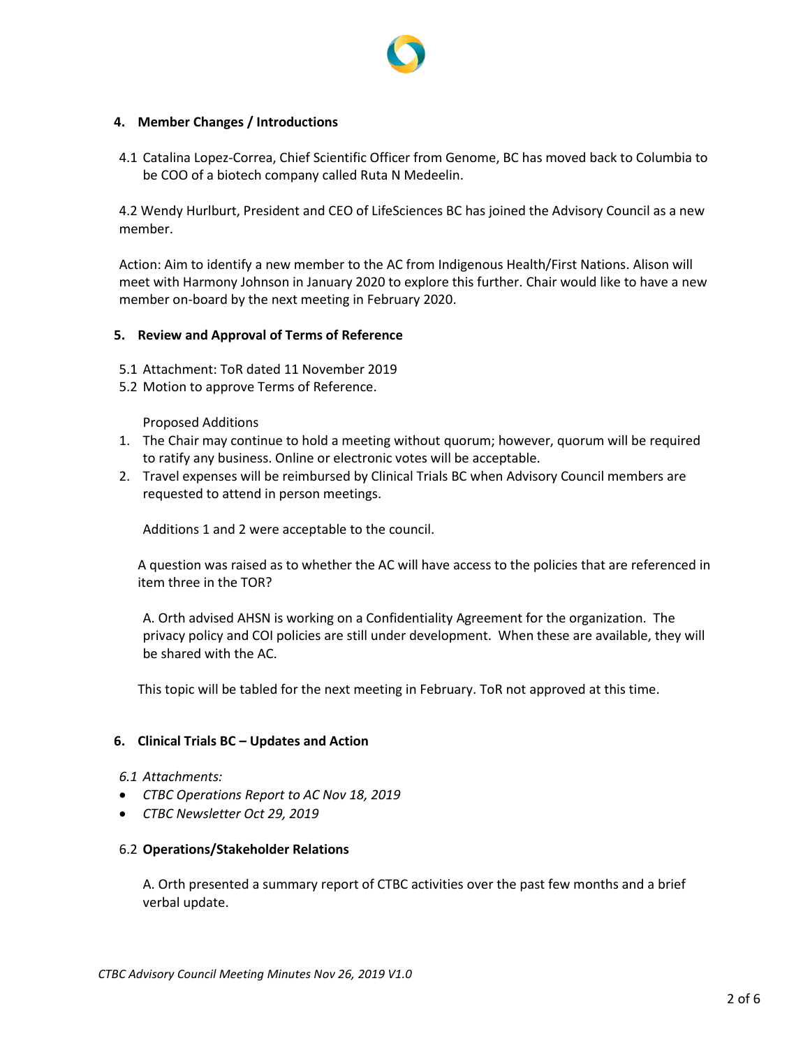## 4. Member Changes / Introductions

4.1 Catalina Lopez-Correa, Chief Scientific Officer from Genome, BC has moved back to Columbia to be COO of a biotech company called Ruta N Medeelin.

4.2 Wendy Hurlburt, President and CEO of LifeSciences BC has joined the Advisory Council as a new member.

Action: Aim to identify a new member to the AC from Indigenous Health/First Nations. Alison will meet with Harmony Johnson in January 2020 to explore this further. Chair would like to have a new member on-board by the next meeting in February 2020.

## 5. Review and Approval of Terms of Reference

5.1 Attachment: ToR dated 11 November 2019
5.2 Motion to approve Terms of Reference.

Proposed Additions

1. The Chair may continue to hold a meeting without quorum; however, quorum will be required to ratify any business. Online or electronic votes will be acceptable.
2. Travel expenses will be reimbursed by Clinical Trials BC when Advisory Council members are requested to attend in person meetings.

Additions 1 and 2 were acceptable to the council.

A question was raised as to whether the AC will have access to the policies that are referenced in item three in the TOR?

A. Orth advised AHSN is working on a Confidentiality Agreement for the organization. The privacy policy and COI policies are still under development. When these are available, they will be shared with the AC.

This topic will be tabled for the next meeting in February. ToR not approved at this time.

## 6. Clinical Trials BC – Updates and Action

*6.1 Attachments:*

- *CTBC Operations Report to AC Nov 18, 2019*
- *CTBC Newsletter Oct 29, 2019*

6.2 **Operations/Stakeholder Relations**

A. Orth presented a summary report of CTBC activities over the past few months and a brief verbal update.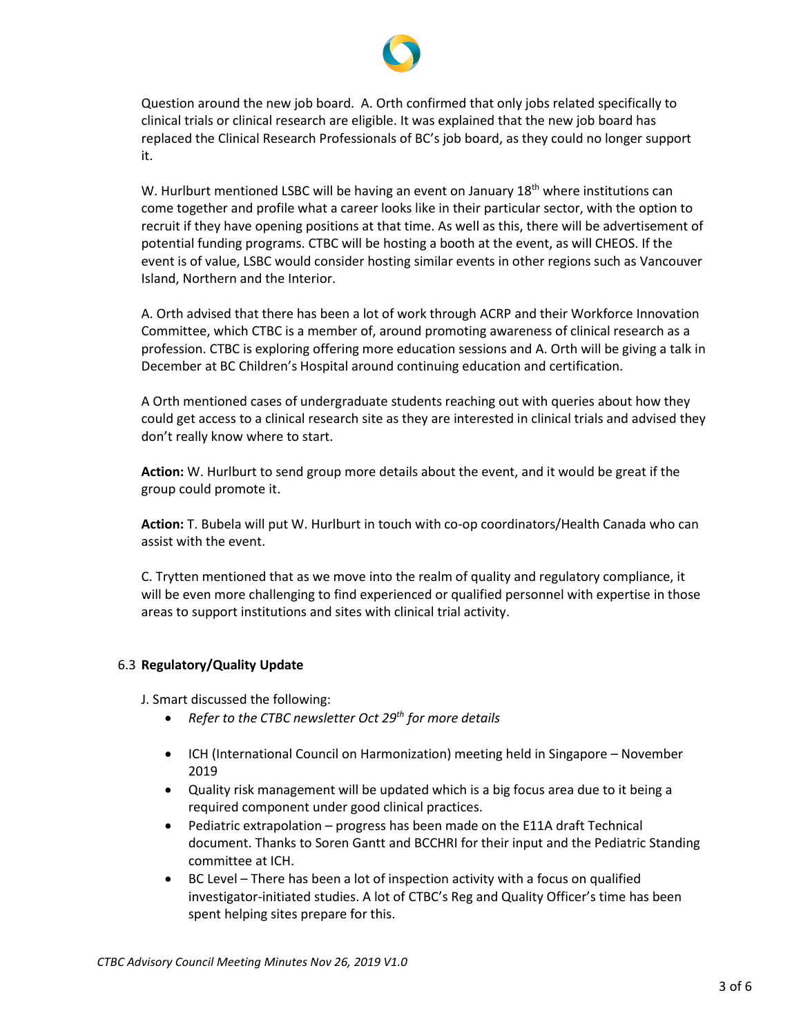Question around the new job board. A. Orth confirmed that only jobs related specifically to clinical trials or clinical research are eligible. It was explained that the new job board has replaced the Clinical Research Professionals of BC's job board, as they could no longer support it.

W. Hurlburt mentioned LSBC will be having an event on January 18th where institutions can come together and profile what a career looks like in their particular sector, with the option to recruit if they have opening positions at that time. As well as this, there will be advertisement of potential funding programs. CTBC will be hosting a booth at the event, as will CHEOS. If the event is of value, LSBC would consider hosting similar events in other regions such as Vancouver Island, Northern and the Interior.

A. Orth advised that there has been a lot of work through ACRP and their Workforce Innovation Committee, which CTBC is a member of, around promoting awareness of clinical research as a profession. CTBC is exploring offering more education sessions and A. Orth will be giving a talk in December at BC Children's Hospital around continuing education and certification.

A Orth mentioned cases of undergraduate students reaching out with queries about how they could get access to a clinical research site as they are interested in clinical trials and advised they don't really know where to start.

**Action:** W. Hurlburt to send group more details about the event, and it would be great if the group could promote it.

**Action:** T. Bubela will put W. Hurlburt in touch with co-op coordinators/Health Canada who can assist with the event.

C. Trytten mentioned that as we move into the realm of quality and regulatory compliance, it will be even more challenging to find experienced or qualified personnel with expertise in those areas to support institutions and sites with clinical trial activity.

### 6.3 Regulatory/Quality Update

J. Smart discussed the following:

- *Refer to the CTBC newsletter Oct 29th for more details*
- ICH (International Council on Harmonization) meeting held in Singapore – November 2019
- Quality risk management will be updated which is a big focus area due to it being a required component under good clinical practices.
- Pediatric extrapolation – progress has been made on the E11A draft Technical document. Thanks to Soren Gantt and BCCHRI for their input and the Pediatric Standing committee at ICH.
- BC Level – There has been a lot of inspection activity with a focus on qualified investigator-initiated studies. A lot of CTBC's Reg and Quality Officer's time has been spent helping sites prepare for this.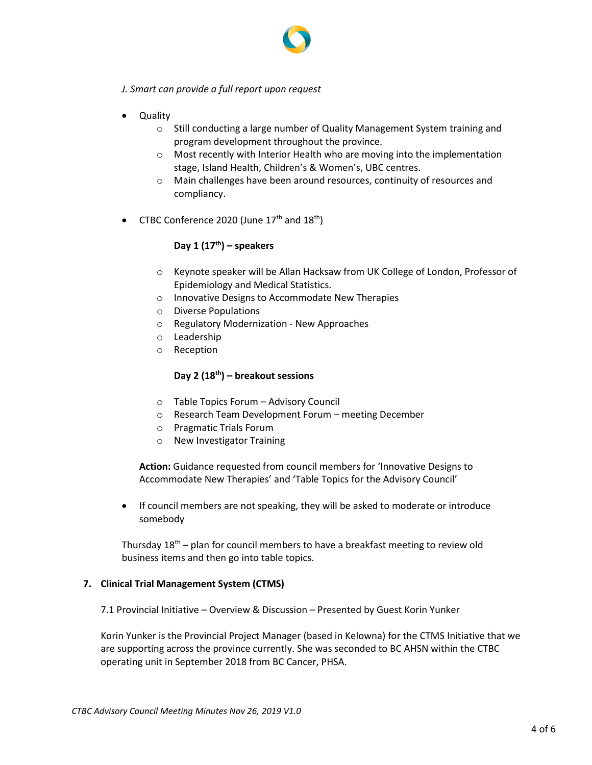*J. Smart can provide a full report upon request*

- Quality
  - Still conducting a large number of Quality Management System training and program development throughout the province.
  - Most recently with Interior Health who are moving into the implementation stage, Island Health, Children's & Women's, UBC centres.
  - Main challenges have been around resources, continuity of resources and compliancy.

- CTBC Conference 2020 (June 17th and 18th)

  **Day 1 (17th) – speakers**

  - Keynote speaker will be Allan Hacksaw from UK College of London, Professor of Epidemiology and Medical Statistics.
  - Innovative Designs to Accommodate New Therapies
  - Diverse Populations
  - Regulatory Modernization - New Approaches
  - Leadership
  - Reception

  **Day 2 (18th) – breakout sessions**

  - Table Topics Forum – Advisory Council
  - Research Team Development Forum – meeting December
  - Pragmatic Trials Forum
  - New Investigator Training

  **Action:** Guidance requested from council members for 'Innovative Designs to Accommodate New Therapies' and 'Table Topics for the Advisory Council'

- If council members are not speaking, they will be asked to moderate or introduce somebody

Thursday 18th – plan for council members to have a breakfast meeting to review old business items and then go into table topics.

## 7. Clinical Trial Management System (CTMS)

7.1 Provincial Initiative – Overview & Discussion – Presented by Guest Korin Yunker

Korin Yunker is the Provincial Project Manager (based in Kelowna) for the CTMS Initiative that we are supporting across the province currently. She was seconded to BC AHSN within the CTBC operating unit in September 2018 from BC Cancer, PHSA.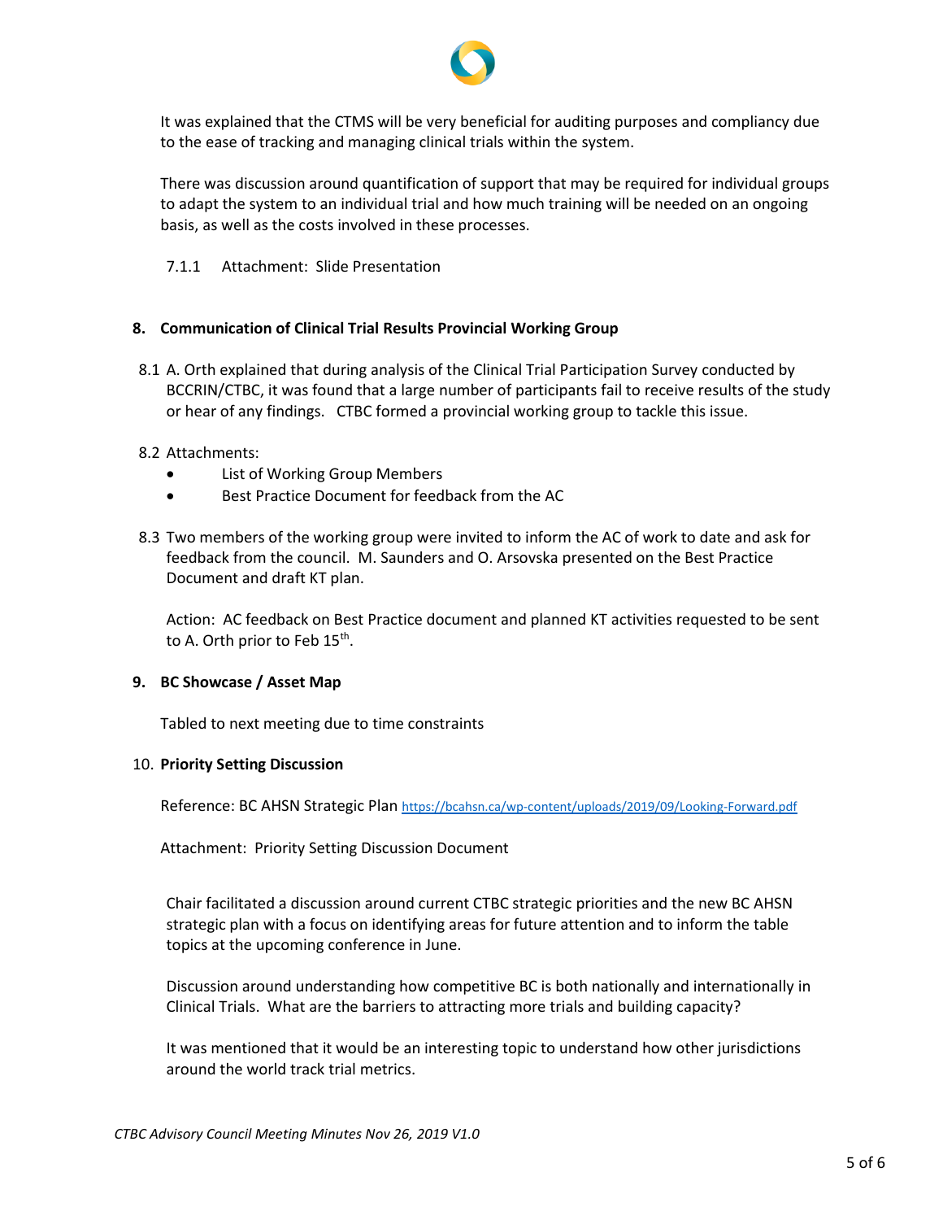It was explained that the CTMS will be very beneficial for auditing purposes and compliancy due to the ease of tracking and managing clinical trials within the system.

There was discussion around quantification of support that may be required for individual groups to adapt the system to an individual trial and how much training will be needed on an ongoing basis, as well as the costs involved in these processes.

7.1.1 Attachment: Slide Presentation

**8. Communication of Clinical Trial Results Provincial Working Group**

8.1 A. Orth explained that during analysis of the Clinical Trial Participation Survey conducted by BCCRIN/CTBC, it was found that a large number of participants fail to receive results of the study or hear of any findings. CTBC formed a provincial working group to tackle this issue.

8.2 Attachments:

- List of Working Group Members
- Best Practice Document for feedback from the AC

8.3 Two members of the working group were invited to inform the AC of work to date and ask for feedback from the council. M. Saunders and O. Arsovska presented on the Best Practice Document and draft KT plan.

Action: AC feedback on Best Practice document and planned KT activities requested to be sent to A. Orth prior to Feb 15th.

**9. BC Showcase / Asset Map**

Tabled to next meeting due to time constraints

10. **Priority Setting Discussion**

Reference: BC AHSN Strategic Plan https://bcahsn.ca/wp-content/uploads/2019/09/Looking-Forward.pdf

Attachment: Priority Setting Discussion Document

Chair facilitated a discussion around current CTBC strategic priorities and the new BC AHSN strategic plan with a focus on identifying areas for future attention and to inform the table topics at the upcoming conference in June.

Discussion around understanding how competitive BC is both nationally and internationally in Clinical Trials. What are the barriers to attracting more trials and building capacity?

It was mentioned that it would be an interesting topic to understand how other jurisdictions around the world track trial metrics.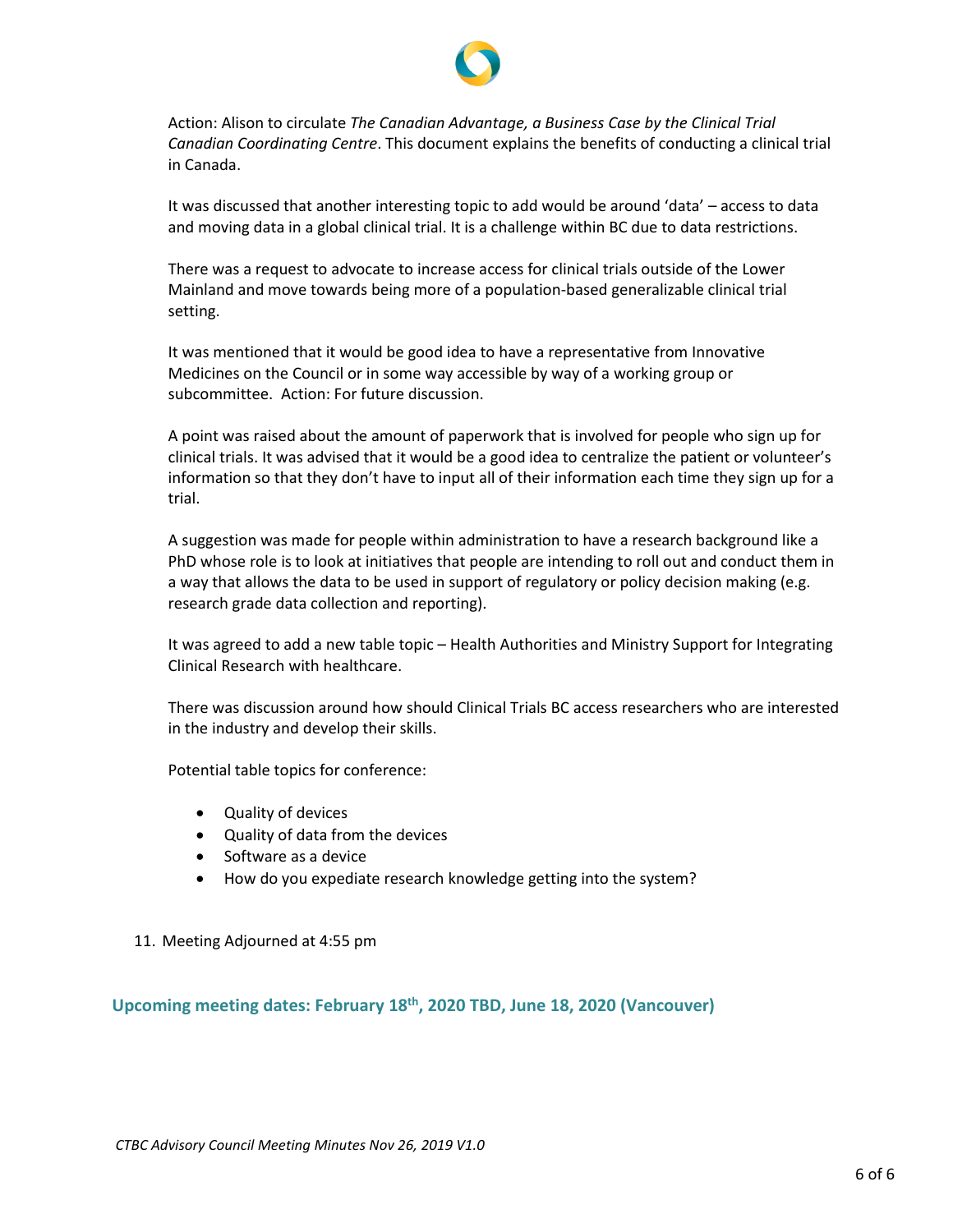Action: Alison to circulate *The Canadian Advantage, a Business Case by the Clinical Trial Canadian Coordinating Centre*. This document explains the benefits of conducting a clinical trial in Canada.

It was discussed that another interesting topic to add would be around 'data' – access to data and moving data in a global clinical trial. It is a challenge within BC due to data restrictions.

There was a request to advocate to increase access for clinical trials outside of the Lower Mainland and move towards being more of a population-based generalizable clinical trial setting.

It was mentioned that it would be good idea to have a representative from Innovative Medicines on the Council or in some way accessible by way of a working group or subcommittee. Action: For future discussion.

A point was raised about the amount of paperwork that is involved for people who sign up for clinical trials. It was advised that it would be a good idea to centralize the patient or volunteer's information so that they don't have to input all of their information each time they sign up for a trial.

A suggestion was made for people within administration to have a research background like a PhD whose role is to look at initiatives that people are intending to roll out and conduct them in a way that allows the data to be used in support of regulatory or policy decision making (e.g. research grade data collection and reporting).

It was agreed to add a new table topic – Health Authorities and Ministry Support for Integrating Clinical Research with healthcare.

There was discussion around how should Clinical Trials BC access researchers who are interested in the industry and develop their skills.

Potential table topics for conference:

- Quality of devices
- Quality of data from the devices
- Software as a device
- How do you expedite research knowledge getting into the system?

11. Meeting Adjourned at 4:55 pm

**Upcoming meeting dates: February 18th, 2020 TBD, June 18, 2020 (Vancouver)**

*CTBC Advisory Council Meeting Minutes Nov 26, 2019 V1.0*